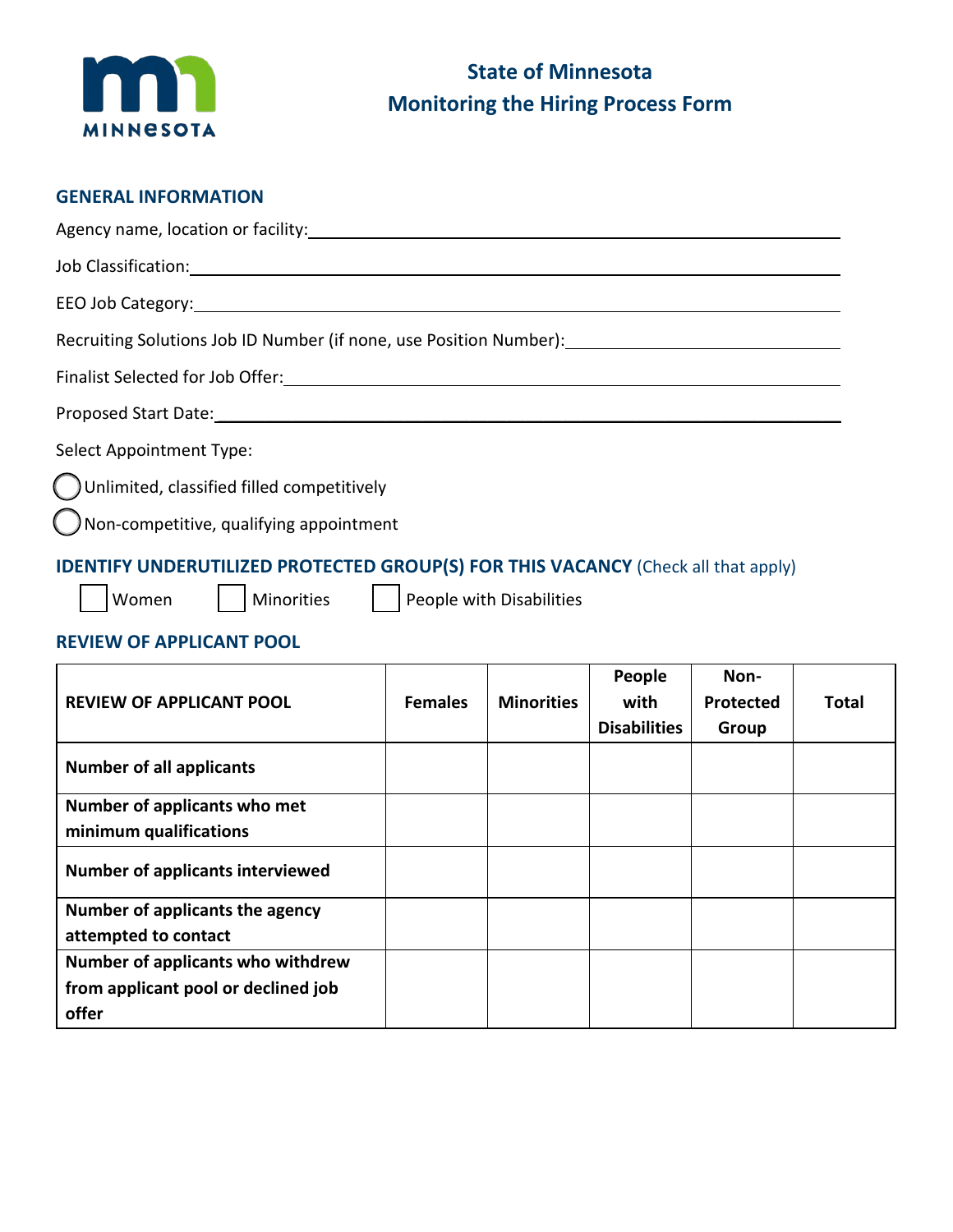# State of Minnesota
# Monitoring the Hiring Process Form

## GENERAL INFORMATION

Agency name, location or facility: ____________________

Job Classification: ____________________

EEO Job Category: ____________________

Recruiting Solutions Job ID Number (if none, use Position Number): ____________________

Finalist Selected for Job Offer: ____________________

Proposed Start Date: ____________________

Select Appointment Type:

- ◯ Unlimited, classified filled competitively
- ◯ Non-competitive, qualifying appointment

## IDENTIFY UNDERUTILIZED PROTECTED GROUP(S) FOR THIS VACANCY (Check all that apply)

☐ Women ☐ Minorities ☐ People with Disabilities

## REVIEW OF APPLICANT POOL

| REVIEW OF APPLICANT POOL | Females | Minorities | People with Disabilities | Non-Protected Group | Total |
|---|---|---|---|---|---|
| Number of all applicants | | | | | |
| Number of applicants who met minimum qualifications | | | | | |
| Number of applicants interviewed | | | | | |
| Number of applicants the agency attempted to contact | | | | | |
| Number of applicants who withdrew from applicant pool or declined job offer | | | | | |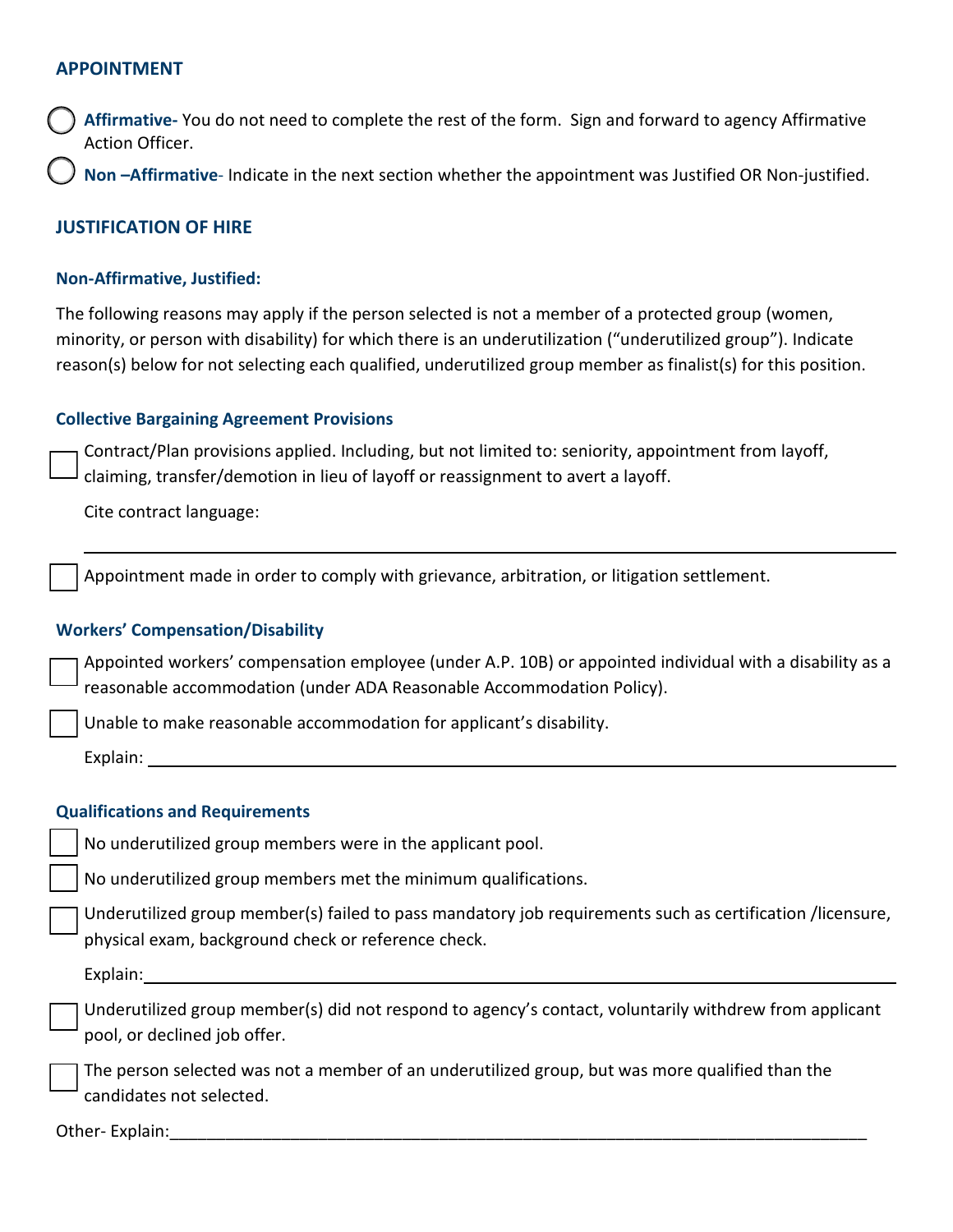## APPOINTMENT

- ◯ **Affirmative-** You do not need to complete the rest of the form. Sign and forward to agency Affirmative Action Officer.
- ◯ **Non –Affirmative**- Indicate in the next section whether the appointment was Justified OR Non-justified.

## JUSTIFICATION OF HIRE

### Non-Affirmative, Justified:

The following reasons may apply if the person selected is not a member of a protected group (women, minority, or person with disability) for which there is an underutilization ("underutilized group"). Indicate reason(s) below for not selecting each qualified, underutilized group member as finalist(s) for this position.

### Collective Bargaining Agreement Provisions

- ☐ Contract/Plan provisions applied. Including, but not limited to: seniority, appointment from layoff, claiming, transfer/demotion in lieu of layoff or reassignment to avert a layoff.

  Cite contract language:

  ______________________________________________________________________________

- ☐ Appointment made in order to comply with grievance, arbitration, or litigation settlement.

### Workers' Compensation/Disability

- ☐ Appointed workers' compensation employee (under A.P. 10B) or appointed individual with a disability as a reasonable accommodation (under ADA Reasonable Accommodation Policy).
- ☐ Unable to make reasonable accommodation for applicant's disability.

  Explain: ______________________________________________________________________

### Qualifications and Requirements

- ☐ No underutilized group members were in the applicant pool.
- ☐ No underutilized group members met the minimum qualifications.
- ☐ Underutilized group member(s) failed to pass mandatory job requirements such as certification /licensure, physical exam, background check or reference check.

  Explain: ______________________________________________________________________

- ☐ Underutilized group member(s) did not respond to agency's contact, voluntarily withdrew from applicant pool, or declined job offer.
- ☐ The person selected was not a member of an underutilized group, but was more qualified than the candidates not selected.

Other- Explain:_________________________________________________________________________________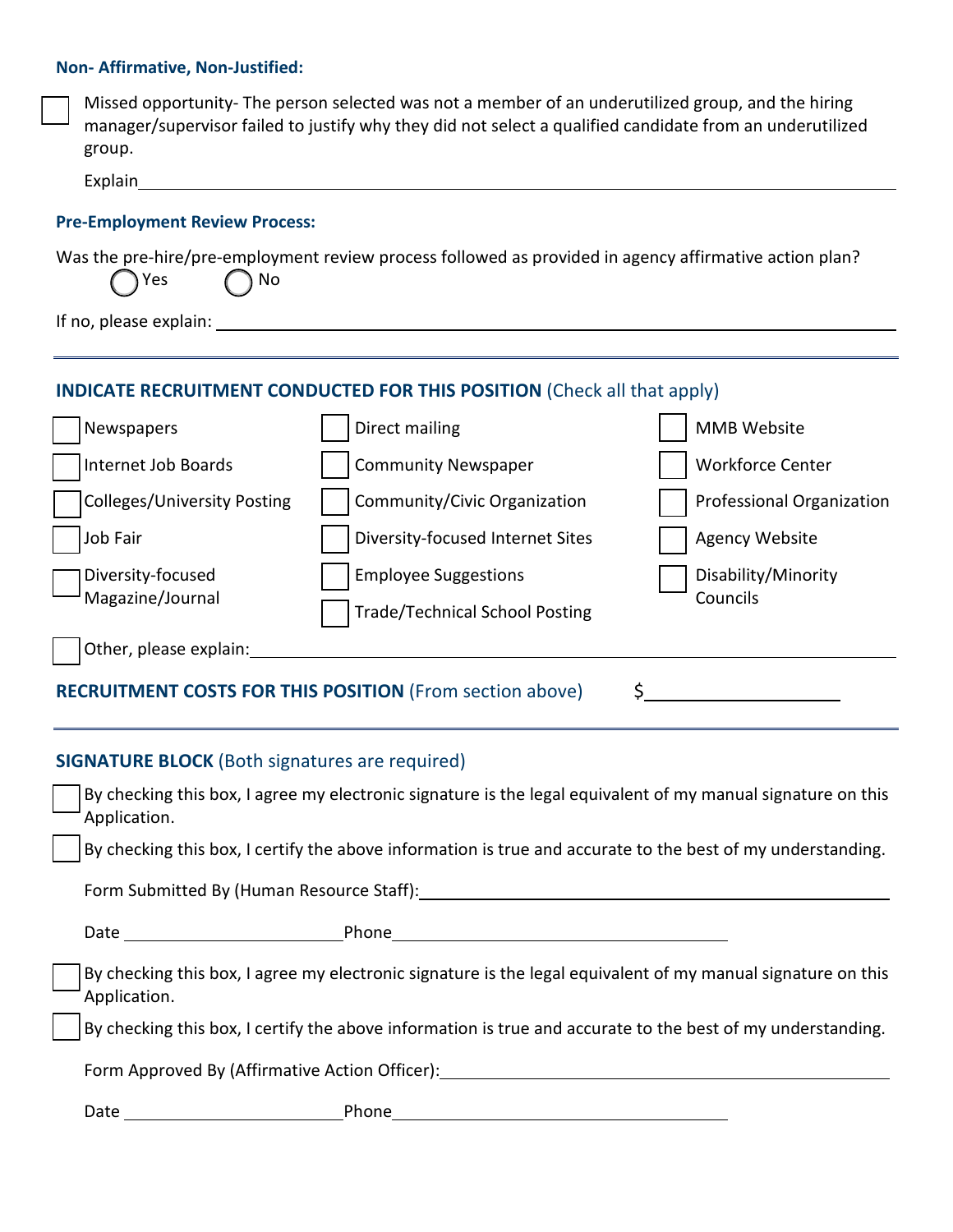**Non- Affirmative, Non-Justified:**

☐ Missed opportunity- The person selected was not a member of an underutilized group, and the hiring manager/supervisor failed to justify why they did not select a qualified candidate from an underutilized group.

Explain ______________________________

**Pre-Employment Review Process:**

Was the pre-hire/pre-employment review process followed as provided in agency affirmative action plan?

◯ Yes ◯ No

If no, please explain: ______________________________

---

**INDICATE RECRUITMENT CONDUCTED FOR THIS POSITION** (Check all that apply)

| | | |
|---|---|---|
| ☐ Newspapers | ☐ Direct mailing | ☐ MMB Website |
| ☐ Internet Job Boards | ☐ Community Newspaper | ☐ Workforce Center |
| ☐ Colleges/University Posting | ☐ Community/Civic Organization | ☐ Professional Organization |
| ☐ Job Fair | ☐ Diversity-focused Internet Sites | ☐ Agency Website |
| ☐ Diversity-focused Magazine/Journal | ☐ Employee Suggestions | ☐ Disability/Minority Councils |
| | ☐ Trade/Technical School Posting | |

☐ Other, please explain: ______________________________

**RECRUITMENT COSTS FOR THIS POSITION** (From section above) $__________

---

**SIGNATURE BLOCK** (Both signatures are required)

☐ By checking this box, I agree my electronic signature is the legal equivalent of my manual signature on this Application.

☐ By checking this box, I certify the above information is true and accurate to the best of my understanding.

Form Submitted By (Human Resource Staff): ______________________________

Date __________ Phone ______________________________

☐ By checking this box, I agree my electronic signature is the legal equivalent of my manual signature on this Application.

☐ By checking this box, I certify the above information is true and accurate to the best of my understanding.

Form Approved By (Affirmative Action Officer): ______________________________

Date __________ Phone ______________________________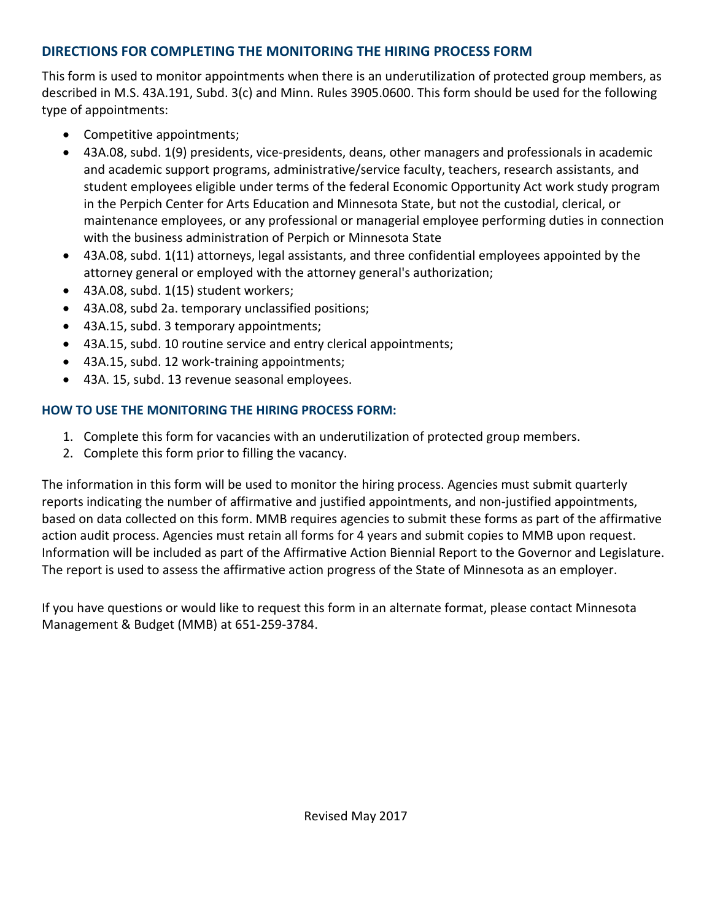## DIRECTIONS FOR COMPLETING THE MONITORING THE HIRING PROCESS FORM

This form is used to monitor appointments when there is an underutilization of protected group members, as described in M.S. 43A.191, Subd. 3(c) and Minn. Rules 3905.0600. This form should be used for the following type of appointments:

- Competitive appointments;
- 43A.08, subd. 1(9) presidents, vice-presidents, deans, other managers and professionals in academic and academic support programs, administrative/service faculty, teachers, research assistants, and student employees eligible under terms of the federal Economic Opportunity Act work study program in the Perpich Center for Arts Education and Minnesota State, but not the custodial, clerical, or maintenance employees, or any professional or managerial employee performing duties in connection with the business administration of Perpich or Minnesota State
- 43A.08, subd. 1(11) attorneys, legal assistants, and three confidential employees appointed by the attorney general or employed with the attorney general's authorization;
- 43A.08, subd. 1(15) student workers;
- 43A.08, subd 2a. temporary unclassified positions;
- 43A.15, subd. 3 temporary appointments;
- 43A.15, subd. 10 routine service and entry clerical appointments;
- 43A.15, subd. 12 work-training appointments;
- 43A. 15, subd. 13 revenue seasonal employees.

## HOW TO USE THE MONITORING THE HIRING PROCESS FORM:

1. Complete this form for vacancies with an underutilization of protected group members.
2. Complete this form prior to filling the vacancy.

The information in this form will be used to monitor the hiring process. Agencies must submit quarterly reports indicating the number of affirmative and justified appointments, and non-justified appointments, based on data collected on this form. MMB requires agencies to submit these forms as part of the affirmative action audit process. Agencies must retain all forms for 4 years and submit copies to MMB upon request. Information will be included as part of the Affirmative Action Biennial Report to the Governor and Legislature. The report is used to assess the affirmative action progress of the State of Minnesota as an employer.

If you have questions or would like to request this form in an alternate format, please contact Minnesota Management & Budget (MMB) at 651-259-3784.

Revised May 2017